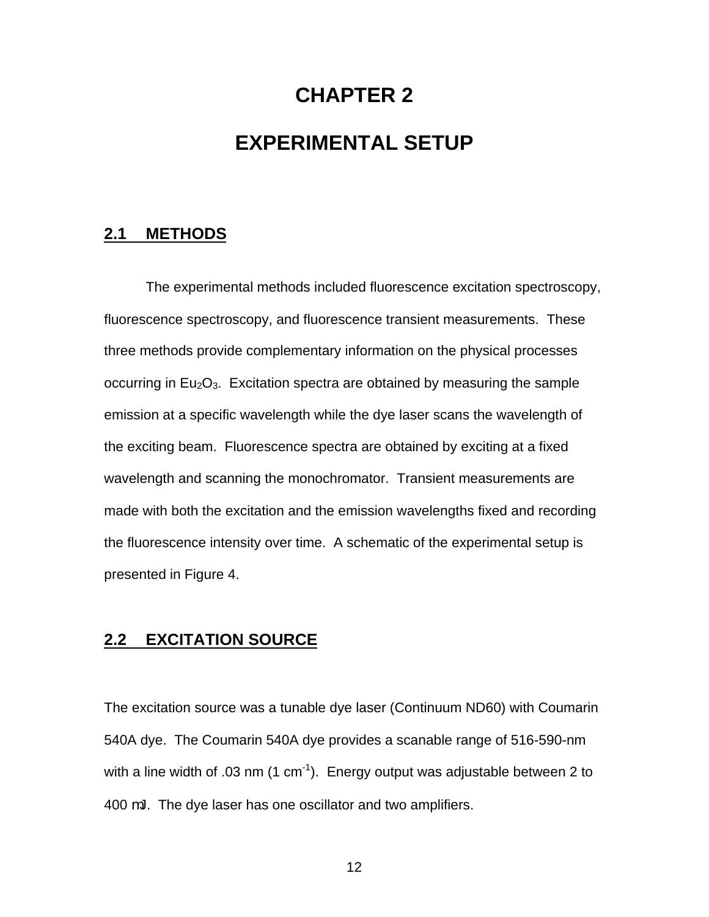# CHAPTER 2

# EXPERIMENTAL SETUP

## 2.1 METHODS

The experimental methods included fluorescence excitation spectroscopy, fluorescence spectroscopy, and fluorescence transient measurements. These three methods provide complementary information on the physical processes occurring in $Eu_2O_3$. Excitation spectra are obtained by measuring the sample emission at a specific wavelength while the dye laser scans the wavelength of the exciting beam. Fluorescence spectra are obtained by exciting at a fixed wavelength and scanning the monochromator. Transient measurements are made with both the excitation and the emission wavelengths fixed and recording the fluorescence intensity over time. A schematic of the experimental setup is presented in Figure 4.

## 2.2 EXCITATION SOURCE

The excitation source was a tunable dye laser (Continuum ND60) with Coumarin 540A dye. The Coumarin 540A dye provides a scanable range of 516-590-nm with a line width of .03 nm (1 $cm^{-1}$). Energy output was adjustable between 2 to 400 mJ. The dye laser has one oscillator and two amplifiers.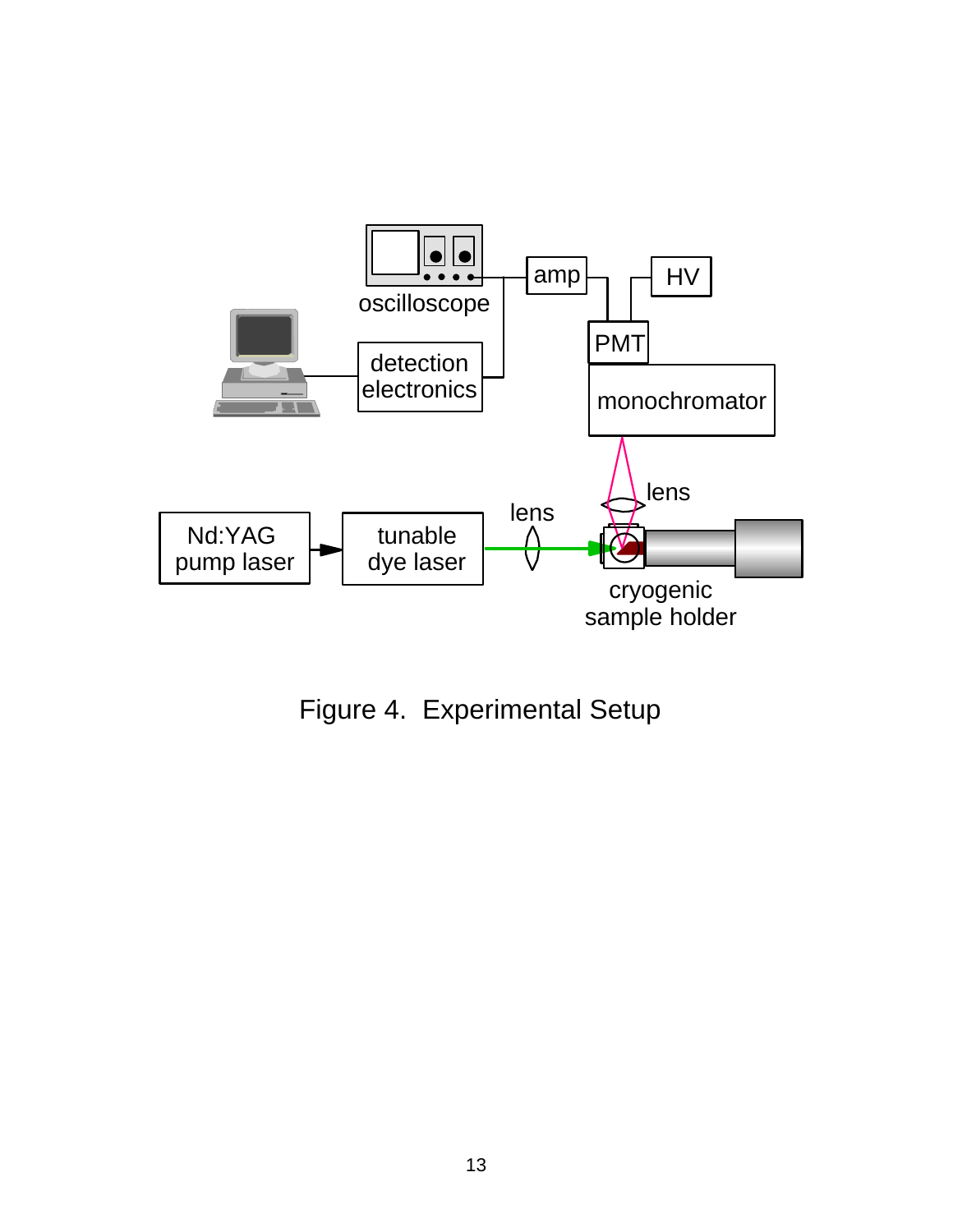Figure 4. Experimental Setup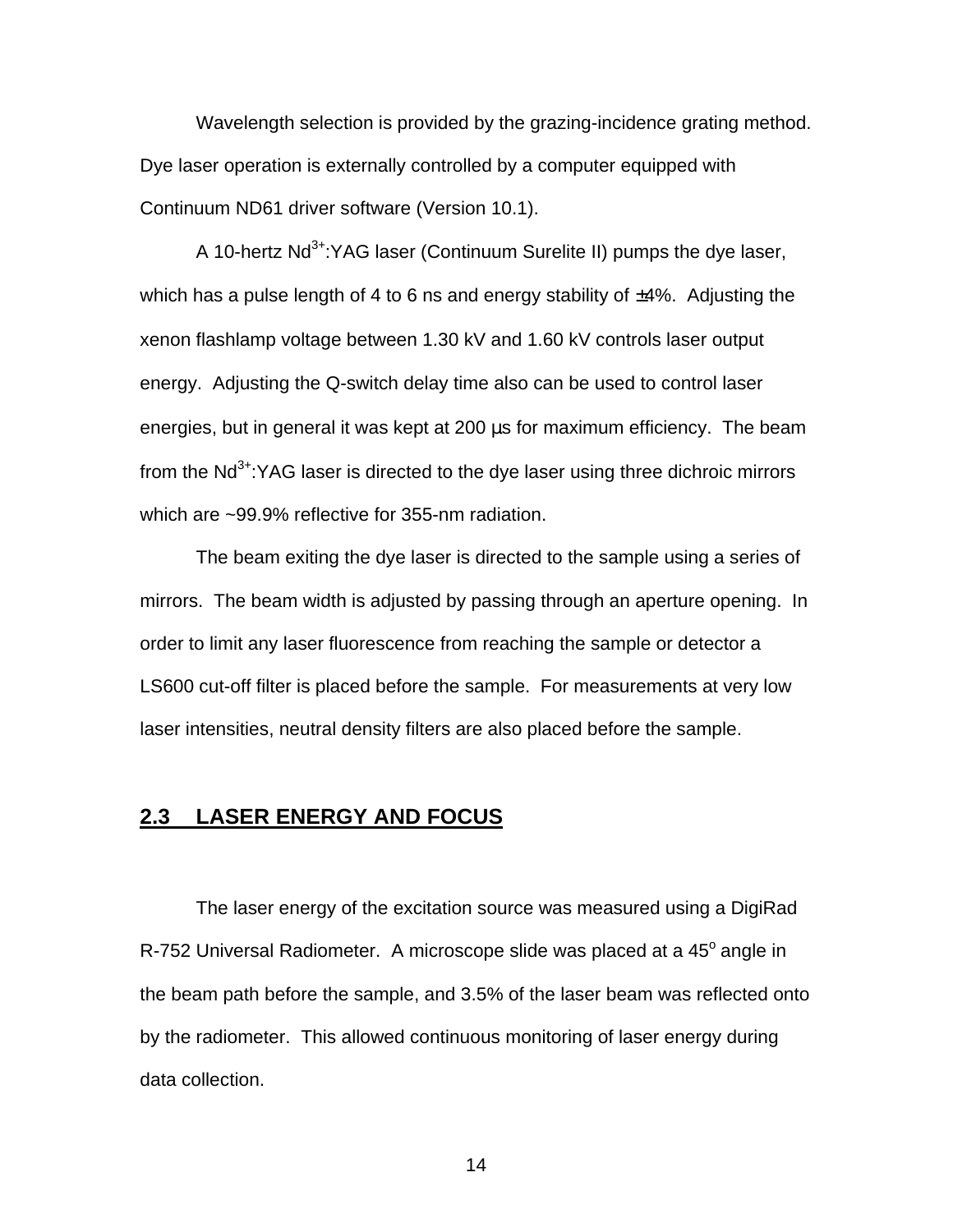Wavelength selection is provided by the grazing-incidence grating method. Dye laser operation is externally controlled by a computer equipped with Continuum ND61 driver software (Version 10.1).

A 10-hertz $Nd^{3+}$:YAG laser (Continuum Surelite II) pumps the dye laser, which has a pulse length of 4 to 6 ns and energy stability of ±4%. Adjusting the xenon flashlamp voltage between 1.30 kV and 1.60 kV controls laser output energy. Adjusting the Q-switch delay time also can be used to control laser energies, but in general it was kept at 200 μs for maximum efficiency. The beam from the $Nd^{3+}$:YAG laser is directed to the dye laser using three dichroic mirrors which are ~99.9% reflective for 355-nm radiation.

The beam exiting the dye laser is directed to the sample using a series of mirrors. The beam width is adjusted by passing through an aperture opening. In order to limit any laser fluorescence from reaching the sample or detector a LS600 cut-off filter is placed before the sample. For measurements at very low laser intensities, neutral density filters are also placed before the sample.

## 2.3 LASER ENERGY AND FOCUS

The laser energy of the excitation source was measured using a DigiRad R-752 Universal Radiometer. A microscope slide was placed at a $45^{o}$ angle in the beam path before the sample, and 3.5% of the laser beam was reflected onto by the radiometer. This allowed continuous monitoring of laser energy during data collection.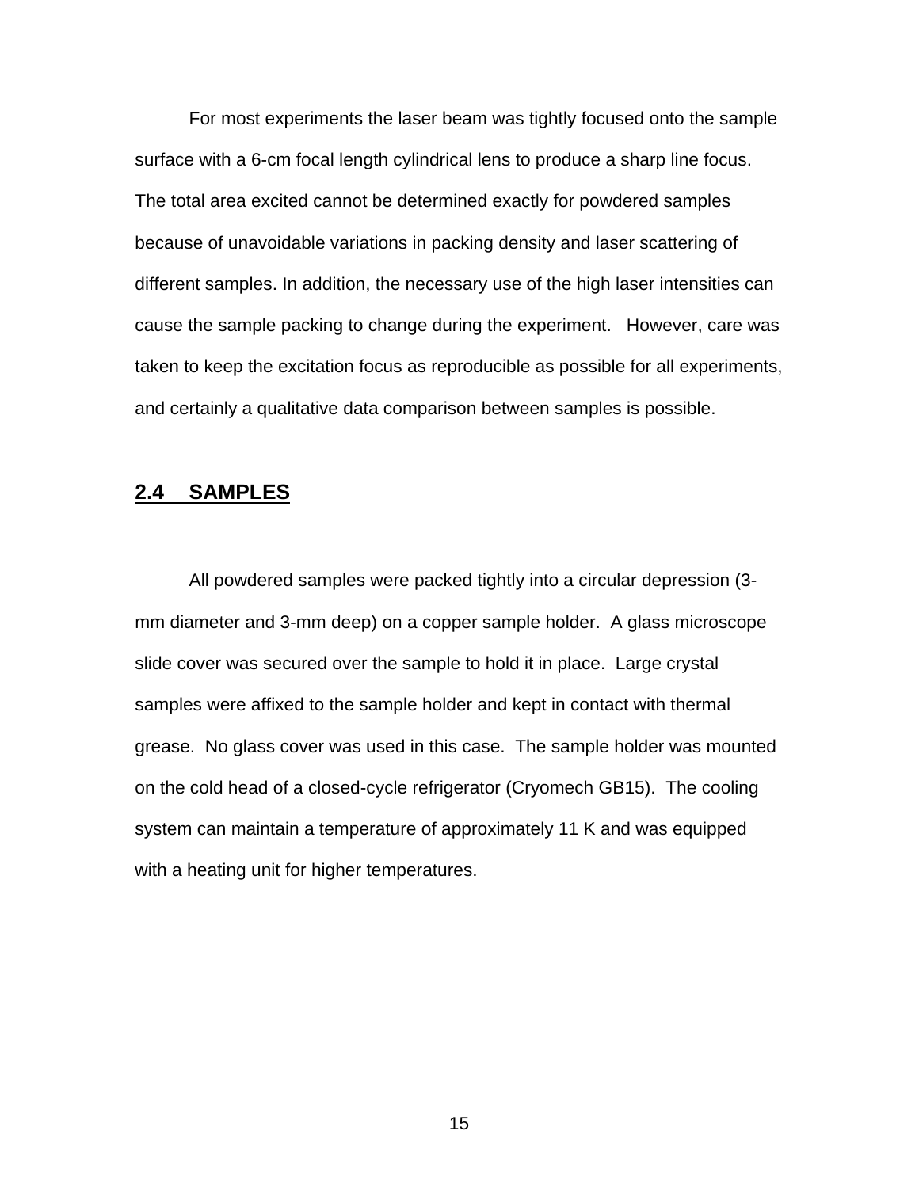For most experiments the laser beam was tightly focused onto the sample surface with a 6-cm focal length cylindrical lens to produce a sharp line focus. The total area excited cannot be determined exactly for powdered samples because of unavoidable variations in packing density and laser scattering of different samples. In addition, the necessary use of the high laser intensities can cause the sample packing to change during the experiment. However, care was taken to keep the excitation focus as reproducible as possible for all experiments, and certainly a qualitative data comparison between samples is possible.

## 2.4 SAMPLES

All powdered samples were packed tightly into a circular depression (3-mm diameter and 3-mm deep) on a copper sample holder. A glass microscope slide cover was secured over the sample to hold it in place. Large crystal samples were affixed to the sample holder and kept in contact with thermal grease. No glass cover was used in this case. The sample holder was mounted on the cold head of a closed-cycle refrigerator (Cryomech GB15). The cooling system can maintain a temperature of approximately 11 K and was equipped with a heating unit for higher temperatures.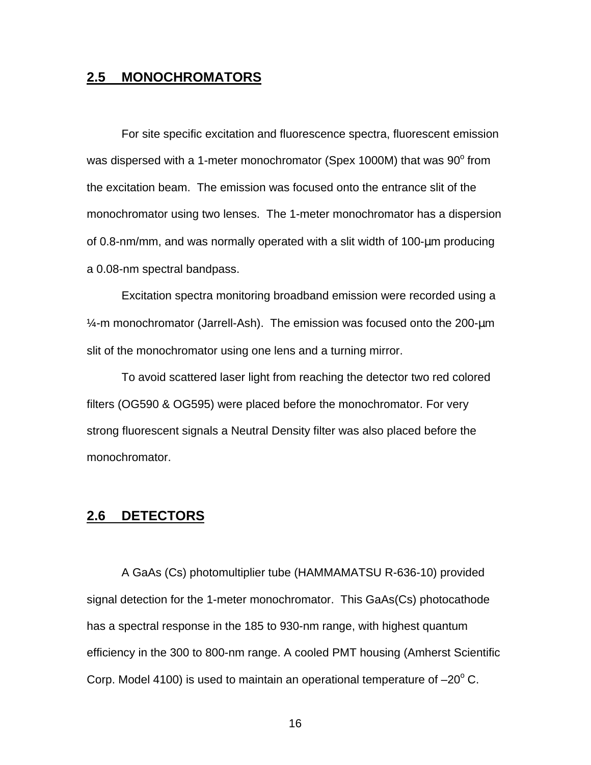## 2.5 MONOCHROMATORS

For site specific excitation and fluorescence spectra, fluorescent emission was dispersed with a 1-meter monochromator (Spex 1000M) that was 90$^o$ from the excitation beam. The emission was focused onto the entrance slit of the monochromator using two lenses. The 1-meter monochromator has a dispersion of 0.8-nm/mm, and was normally operated with a slit width of 100-μm producing a 0.08-nm spectral bandpass.

Excitation spectra monitoring broadband emission were recorded using a ¼-m monochromator (Jarrell-Ash). The emission was focused onto the 200-μm slit of the monochromator using one lens and a turning mirror.

To avoid scattered laser light from reaching the detector two red colored filters (OG590 & OG595) were placed before the monochromator. For very strong fluorescent signals a Neutral Density filter was also placed before the monochromator.

## 2.6 DETECTORS

A GaAs (Cs) photomultiplier tube (HAMMAMATSU R-636-10) provided signal detection for the 1-meter monochromator. This GaAs(Cs) photocathode has a spectral response in the 185 to 930-nm range, with highest quantum efficiency in the 300 to 800-nm range. A cooled PMT housing (Amherst Scientific Corp. Model 4100) is used to maintain an operational temperature of –20$^o$ C.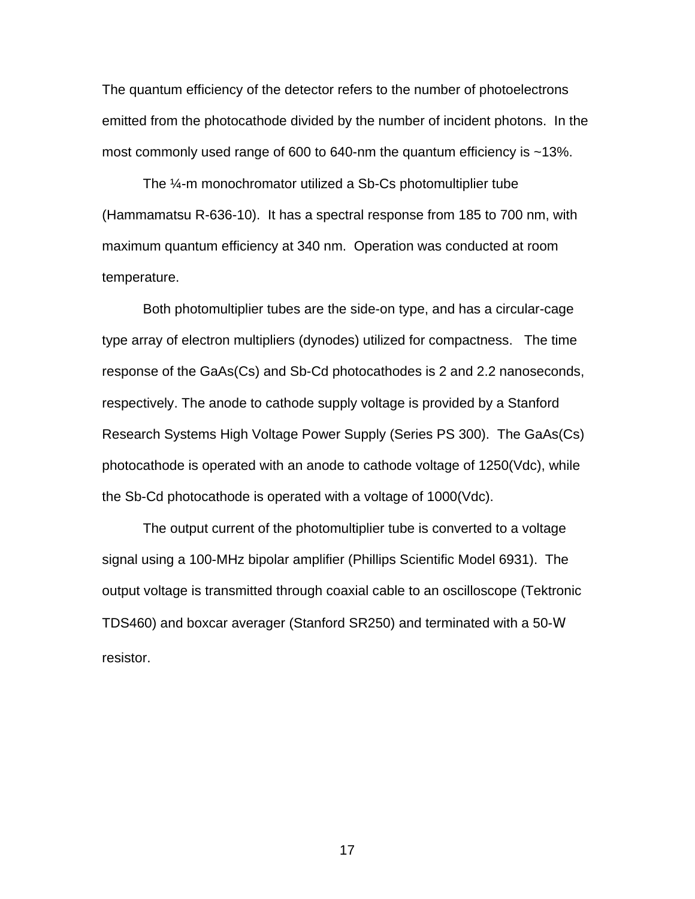The quantum efficiency of the detector refers to the number of photoelectrons emitted from the photocathode divided by the number of incident photons. In the most commonly used range of 600 to 640-nm the quantum efficiency is ~13%.

The ¼-m monochromator utilized a Sb-Cs photomultiplier tube (Hammamatsu R-636-10). It has a spectral response from 185 to 700 nm, with maximum quantum efficiency at 340 nm. Operation was conducted at room temperature.

Both photomultiplier tubes are the side-on type, and has a circular-cage type array of electron multipliers (dynodes) utilized for compactness. The time response of the GaAs(Cs) and Sb-Cd photocathodes is 2 and 2.2 nanoseconds, respectively. The anode to cathode supply voltage is provided by a Stanford Research Systems High Voltage Power Supply (Series PS 300). The GaAs(Cs) photocathode is operated with an anode to cathode voltage of 1250(Vdc), while the Sb-Cd photocathode is operated with a voltage of 1000(Vdc).

The output current of the photomultiplier tube is converted to a voltage signal using a 100-MHz bipolar amplifier (Phillips Scientific Model 6931). The output voltage is transmitted through coaxial cable to an oscilloscope (Tektronic TDS460) and boxcar averager (Stanford SR250) and terminated with a 50-W resistor.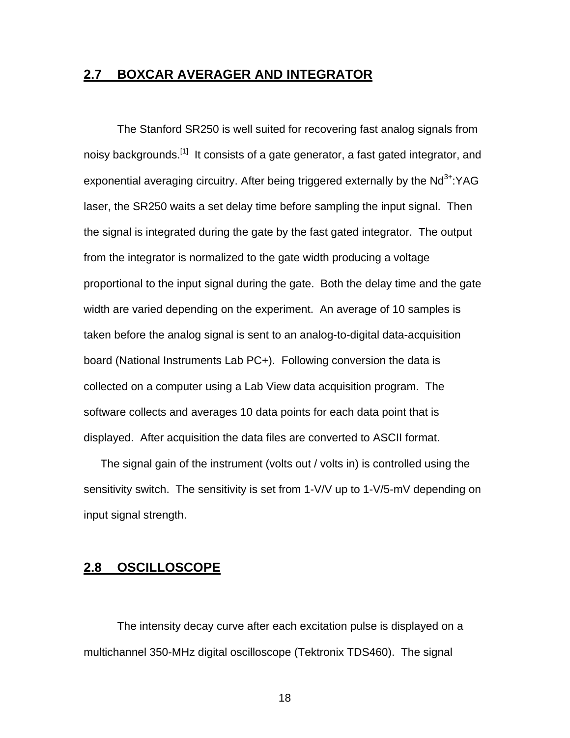## 2.7 BOXCAR AVERAGER AND INTEGRATOR

The Stanford SR250 is well suited for recovering fast analog signals from noisy backgrounds.[1] It consists of a gate generator, a fast gated integrator, and exponential averaging circuitry. After being triggered externally by the $Nd^{3+}$:YAG laser, the SR250 waits a set delay time before sampling the input signal. Then the signal is integrated during the gate by the fast gated integrator. The output from the integrator is normalized to the gate width producing a voltage proportional to the input signal during the gate. Both the delay time and the gate width are varied depending on the experiment. An average of 10 samples is taken before the analog signal is sent to an analog-to-digital data-acquisition board (National Instruments Lab PC+). Following conversion the data is collected on a computer using a Lab View data acquisition program. The software collects and averages 10 data points for each data point that is displayed. After acquisition the data files are converted to ASCII format.

The signal gain of the instrument (volts out / volts in) is controlled using the sensitivity switch. The sensitivity is set from 1-V/V up to 1-V/5-mV depending on input signal strength.

## 2.8 OSCILLOSCOPE

The intensity decay curve after each excitation pulse is displayed on a multichannel 350-MHz digital oscilloscope (Tektronix TDS460). The signal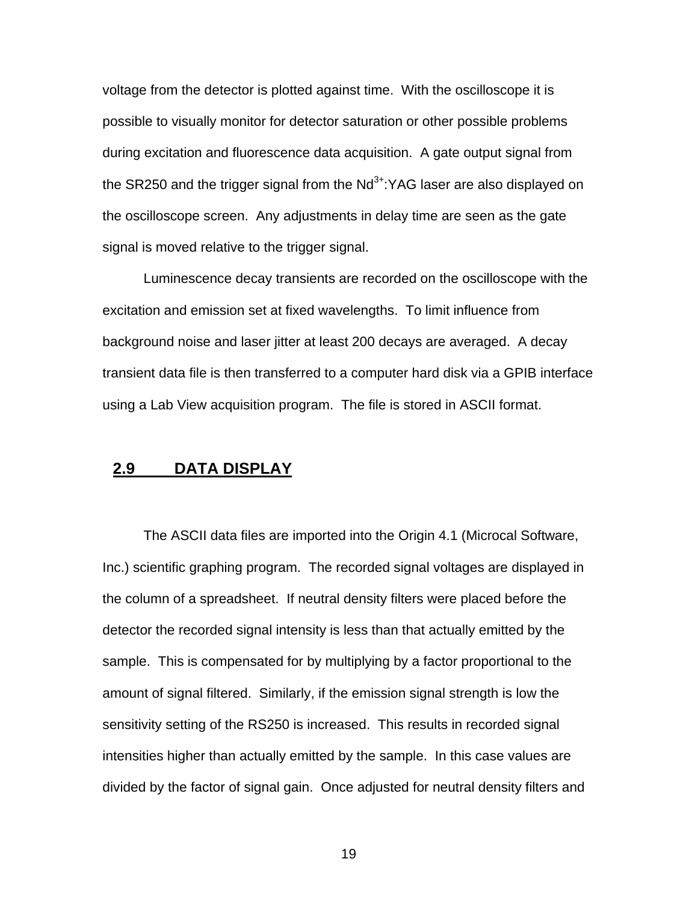voltage from the detector is plotted against time. With the oscilloscope it is possible to visually monitor for detector saturation or other possible problems during excitation and fluorescence data acquisition. A gate output signal from the SR250 and the trigger signal from the $Nd^{3+}$:YAG laser are also displayed on the oscilloscope screen. Any adjustments in delay time are seen as the gate signal is moved relative to the trigger signal.

Luminescence decay transients are recorded on the oscilloscope with the excitation and emission set at fixed wavelengths. To limit influence from background noise and laser jitter at least 200 decays are averaged. A decay transient data file is then transferred to a computer hard disk via a GPIB interface using a Lab View acquisition program. The file is stored in ASCII format.

## 2.9 DATA DISPLAY

The ASCII data files are imported into the Origin 4.1 (Microcal Software, Inc.) scientific graphing program. The recorded signal voltages are displayed in the column of a spreadsheet. If neutral density filters were placed before the detector the recorded signal intensity is less than that actually emitted by the sample. This is compensated for by multiplying by a factor proportional to the amount of signal filtered. Similarly, if the emission signal strength is low the sensitivity setting of the RS250 is increased. This results in recorded signal intensities higher than actually emitted by the sample. In this case values are divided by the factor of signal gain. Once adjusted for neutral density filters and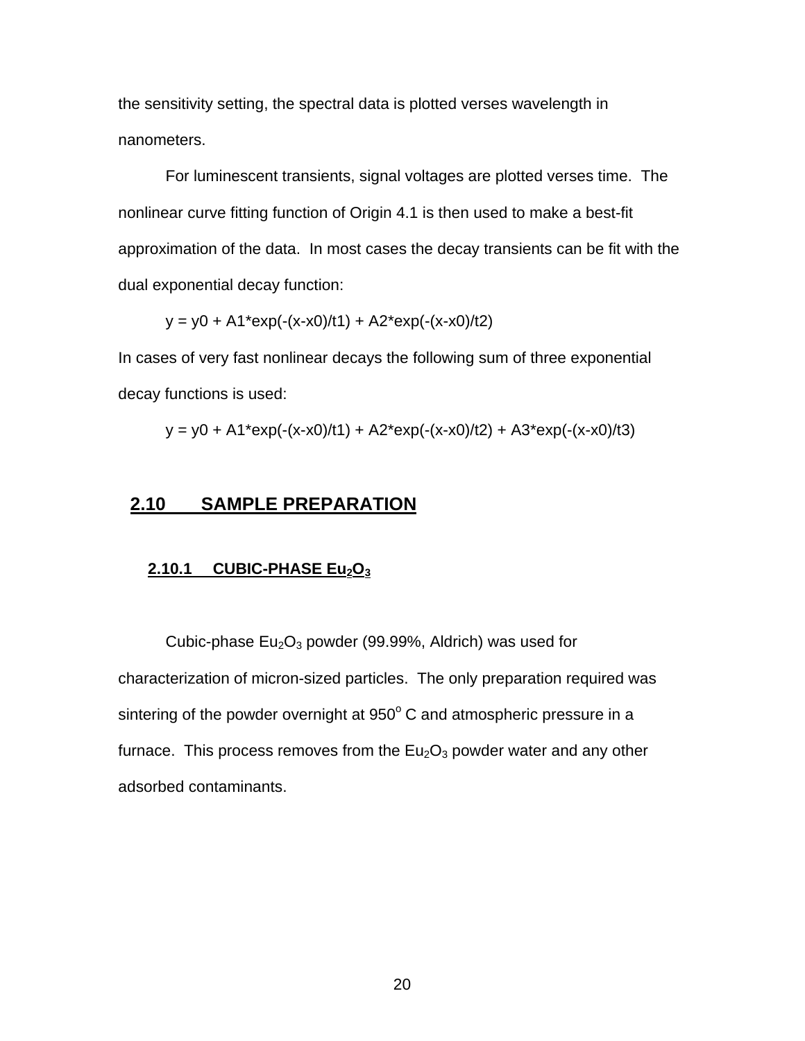the sensitivity setting, the spectral data is plotted verses wavelength in nanometers.

For luminescent transients, signal voltages are plotted verses time. The nonlinear curve fitting function of Origin 4.1 is then used to make a best-fit approximation of the data. In most cases the decay transients can be fit with the dual exponential decay function:

$$y = y0 + A1*\exp(-(x-x0)/t1) + A2*\exp(-(x-x0)/t2)$$

In cases of very fast nonlinear decays the following sum of three exponential decay functions is used:

$$y = y0 + A1*\exp(-(x-x0)/t1) + A2*\exp(-(x-x0)/t2) + A3*\exp(-(x-x0)/t3)$$

## 2.10 SAMPLE PREPARATION

### 2.10.1 CUBIC-PHASE $Eu_2O_3$

Cubic-phase $Eu_2O_3$ powder (99.99%, Aldrich) was used for characterization of micron-sized particles. The only preparation required was sintering of the powder overnight at $950^o$ C and atmospheric pressure in a furnace. This process removes from the $Eu_2O_3$ powder water and any other adsorbed contaminants.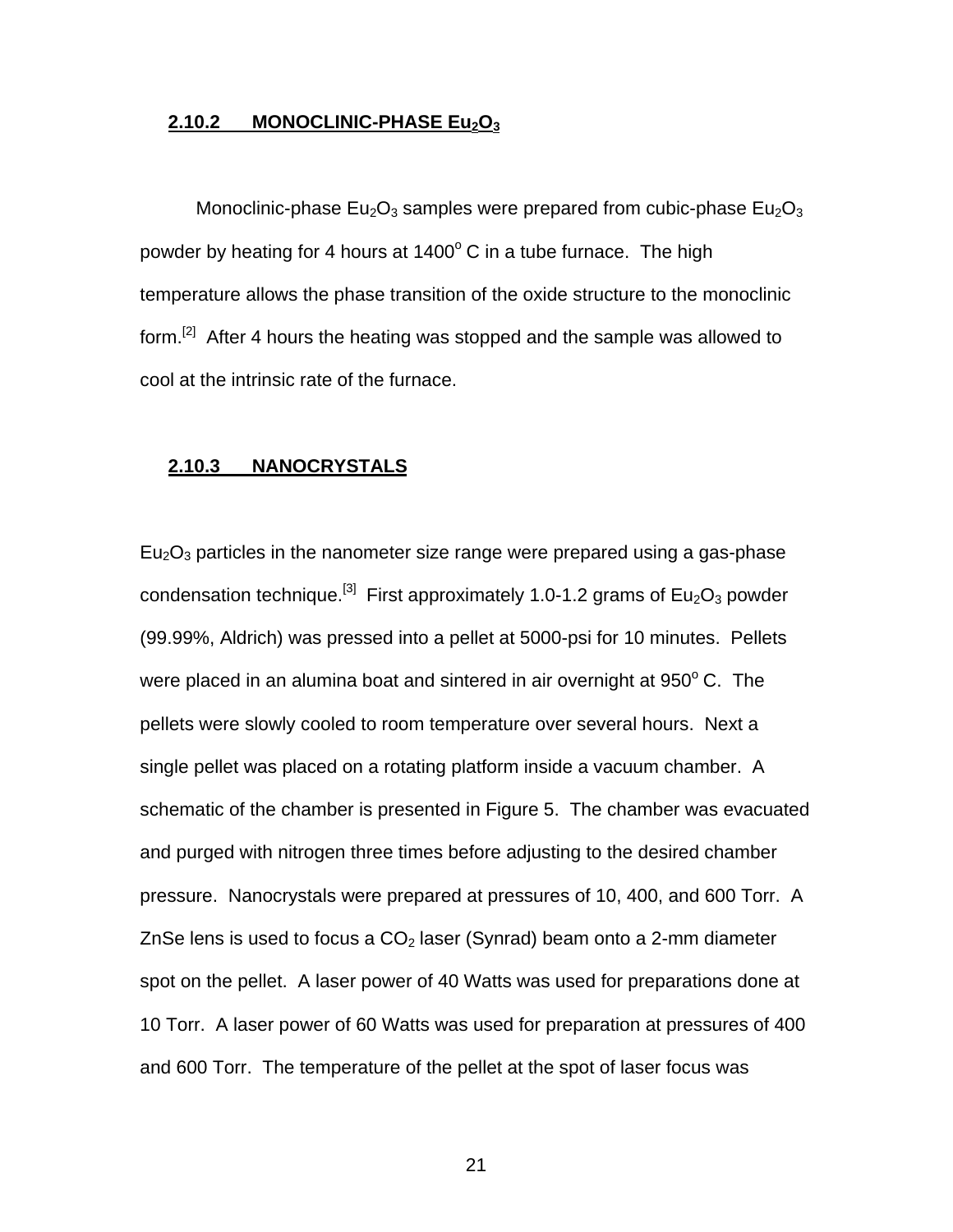### 2.10.2 MONOCLINIC-PHASE $Eu_2O_3$

Monoclinic-phase $Eu_2O_3$ samples were prepared from cubic-phase $Eu_2O_3$ powder by heating for 4 hours at $1400^o$ C in a tube furnace. The high temperature allows the phase transition of the oxide structure to the monoclinic form.[2] After 4 hours the heating was stopped and the sample was allowed to cool at the intrinsic rate of the furnace.

### 2.10.3 NANOCRYSTALS

$Eu_2O_3$ particles in the nanometer size range were prepared using a gas-phase condensation technique.[3] First approximately 1.0-1.2 grams of $Eu_2O_3$ powder (99.99%, Aldrich) was pressed into a pellet at 5000-psi for 10 minutes. Pellets were placed in an alumina boat and sintered in air overnight at $950^o$ C. The pellets were slowly cooled to room temperature over several hours. Next a single pellet was placed on a rotating platform inside a vacuum chamber. A schematic of the chamber is presented in Figure 5. The chamber was evacuated and purged with nitrogen three times before adjusting to the desired chamber pressure. Nanocrystals were prepared at pressures of 10, 400, and 600 Torr. A ZnSe lens is used to focus a $CO_2$ laser (Synrad) beam onto a 2-mm diameter spot on the pellet. A laser power of 40 Watts was used for preparations done at 10 Torr. A laser power of 60 Watts was used for preparation at pressures of 400 and 600 Torr. The temperature of the pellet at the spot of laser focus was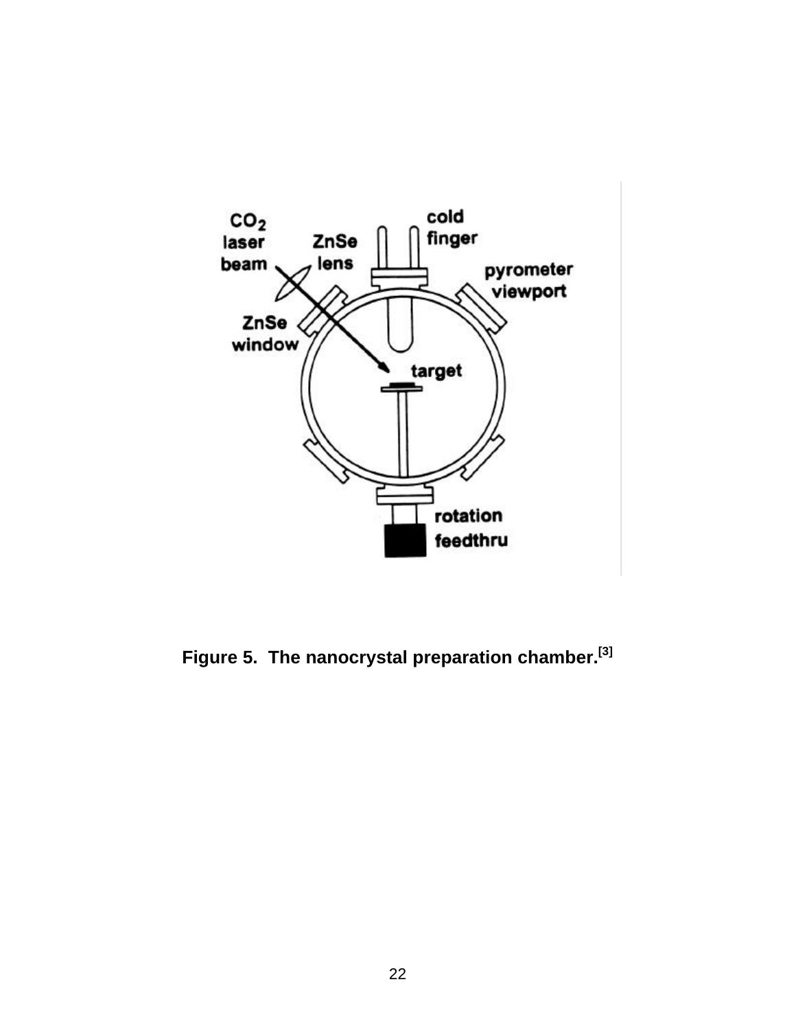**Figure 5. The nanocrystal preparation chamber.[3]**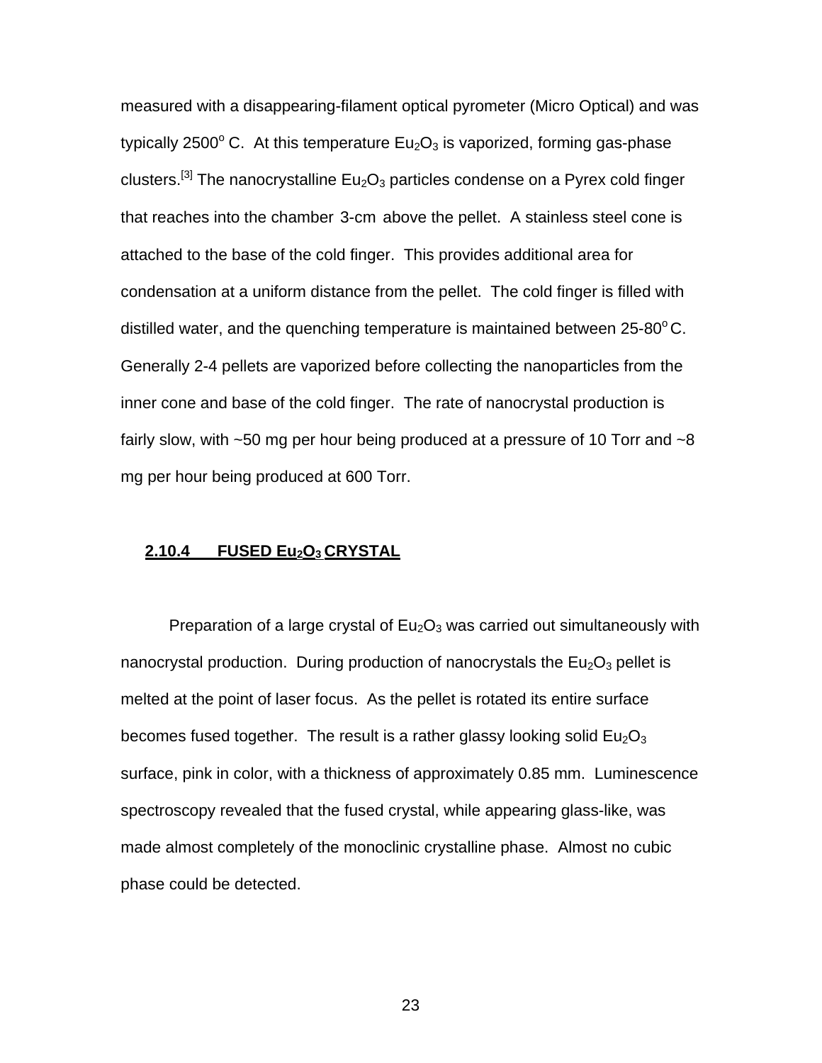measured with a disappearing-filament optical pyrometer (Micro Optical) and was typically 2500° C. At this temperature $Eu_2O_3$ is vaporized, forming gas-phase clusters.[3] The nanocrystalline $Eu_2O_3$ particles condense on a Pyrex cold finger that reaches into the chamber 3-cm above the pellet. A stainless steel cone is attached to the base of the cold finger. This provides additional area for condensation at a uniform distance from the pellet. The cold finger is filled with distilled water, and the quenching temperature is maintained between 25-80° C. Generally 2-4 pellets are vaporized before collecting the nanoparticles from the inner cone and base of the cold finger. The rate of nanocrystal production is fairly slow, with ~50 mg per hour being produced at a pressure of 10 Torr and ~8 mg per hour being produced at 600 Torr.

### 2.10.4 FUSED $Eu_2O_3$ CRYSTAL

Preparation of a large crystal of $Eu_2O_3$ was carried out simultaneously with nanocrystal production. During production of nanocrystals the $Eu_2O_3$ pellet is melted at the point of laser focus. As the pellet is rotated its entire surface becomes fused together. The result is a rather glassy looking solid $Eu_2O_3$ surface, pink in color, with a thickness of approximately 0.85 mm. Luminescence spectroscopy revealed that the fused crystal, while appearing glass-like, was made almost completely of the monoclinic crystalline phase. Almost no cubic phase could be detected.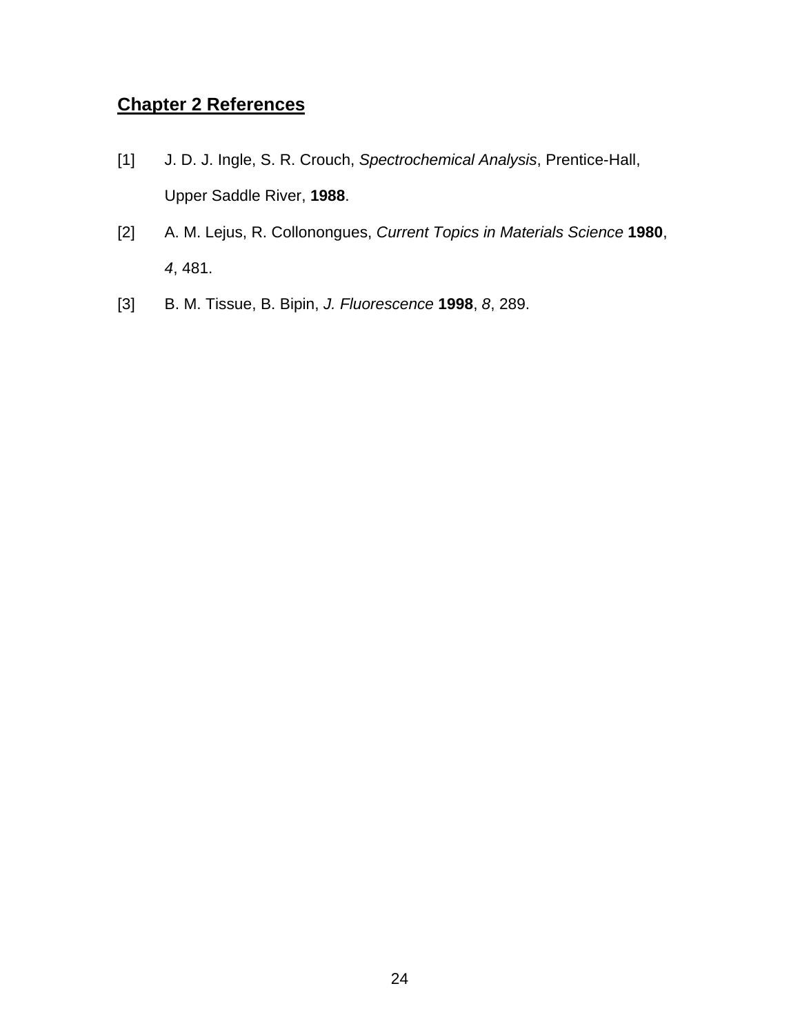## Chapter 2 References

[1] J. D. J. Ingle, S. R. Crouch, *Spectrochemical Analysis*, Prentice-Hall, Upper Saddle River, **1988**.

[2] A. M. Lejus, R. Collonongues, *Current Topics in Materials Science* **1980**, *4*, 481.

[3] B. M. Tissue, B. Bipin, *J. Fluorescence* **1998**, *8*, 289.